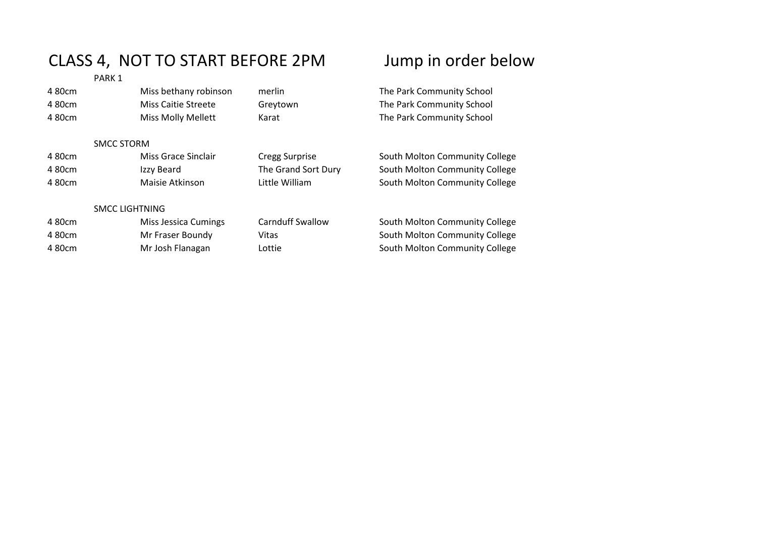# CLASS 4, NOT TO START BEFORE 2PM Jump in order below

PARK 1

| | | | |
|---|---|---|---|
| 4 80cm | Miss bethany robinson | merlin | The Park Community School |
| 4 80cm | Miss Caitie Streete | Greytown | The Park Community School |
| 4 80cm | Miss Molly Mellett | Karat | The Park Community School |

SMCC STORM

| | | | |
|---|---|---|---|
| 4 80cm | Miss Grace Sinclair | Cregg Surprise | South Molton Community College |
| 4 80cm | Izzy Beard | The Grand Sort Dury | South Molton Community College |
| 4 80cm | Maisie Atkinson | Little William | South Molton Community College |

SMCC LIGHTNING

| | | | |
|---|---|---|---|
| 4 80cm | Miss Jessica Cumings | Carnduff Swallow | South Molton Community College |
| 4 80cm | Mr Fraser Boundy | Vitas | South Molton Community College |
| 4 80cm | Mr Josh Flanagan | Lottie | South Molton Community College |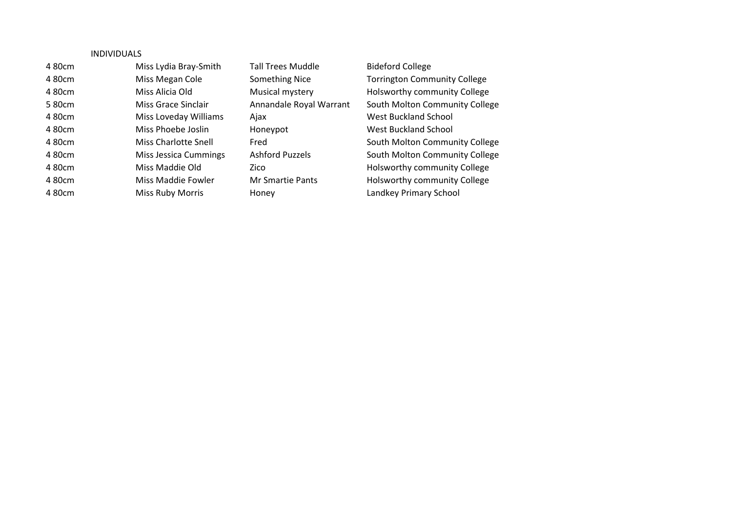INDIVIDUALS

| | | | |
|---|---|---|---|
| 4 80cm | Miss Lydia Bray-Smith | Tall Trees Muddle | Bideford College |
| 4 80cm | Miss Megan Cole | Something Nice | Torrington Community College |
| 4 80cm | Miss Alicia Old | Musical mystery | Holsworthy community College |
| 5 80cm | Miss Grace Sinclair | Annandale Royal Warrant | South Molton Community College |
| 4 80cm | Miss Loveday Williams | Ajax | West Buckland School |
| 4 80cm | Miss Phoebe Joslin | Honeypot | West Buckland School |
| 4 80cm | Miss Charlotte Snell | Fred | South Molton Community College |
| 4 80cm | Miss Jessica Cummings | Ashford Puzzels | South Molton Community College |
| 4 80cm | Miss Maddie Old | Zico | Holsworthy community College |
| 4 80cm | Miss Maddie Fowler | Mr Smartie Pants | Holsworthy community College |
| 4 80cm | Miss Ruby Morris | Honey | Landkey Primary School |